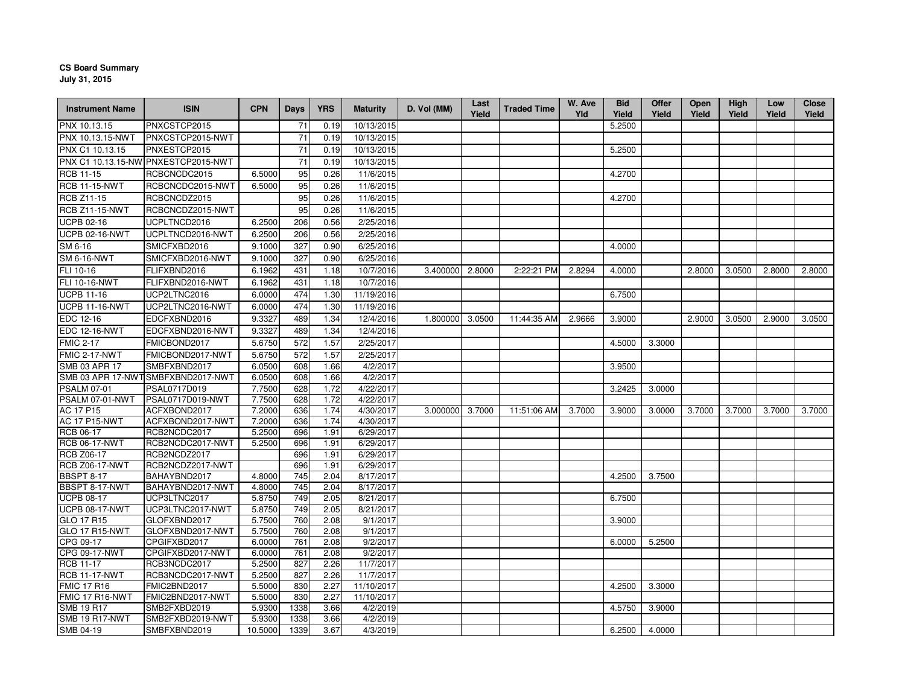**CS Board Summary**
**July 31, 2015**

| Instrument Name | ISIN | CPN | Days | YRS | Maturity | D. Vol (MM) | Last Yield | Traded Time | W. Ave Yld | Bid Yield | Offer Yield | Open Yield | High Yield | Low Yield | Close Yield |
|---|---|---|---|---|---|---|---|---|---|---|---|---|---|---|---|
| PNX 10.13.15 | PNXCSTCP2015 | | 71 | 0.19 | 10/13/2015 | | | | | 5.2500 | | | | | |
| PNX 10.13.15-NWT | PNXCSTCP2015-NWT | | 71 | 0.19 | 10/13/2015 | | | | | | | | | | |
| PNX C1 10.13.15 | PNXESTCP2015 | | 71 | 0.19 | 10/13/2015 | | | | | 5.2500 | | | | | |
| PNX C1 10.13.15-NW | PNXESTCP2015-NWT | | 71 | 0.19 | 10/13/2015 | | | | | | | | | | |
| RCB 11-15 | RCBCNCDC2015 | 6.5000 | 95 | 0.26 | 11/6/2015 | | | | | 4.2700 | | | | | |
| RCB 11-15-NWT | RCBCNCDC2015-NWT | 6.5000 | 95 | 0.26 | 11/6/2015 | | | | | | | | | | |
| RCB Z11-15 | RCBCNCDZ2015 | | 95 | 0.26 | 11/6/2015 | | | | | 4.2700 | | | | | |
| RCB Z11-15-NWT | RCBCNCDZ2015-NWT | | 95 | 0.26 | 11/6/2015 | | | | | | | | | | |
| UCPB 02-16 | UCPLTNCD2016 | 6.2500 | 206 | 0.56 | 2/25/2016 | | | | | | | | | | |
| UCPB 02-16-NWT | UCPLTNCD2016-NWT | 6.2500 | 206 | 0.56 | 2/25/2016 | | | | | | | | | | |
| SM 6-16 | SMICFXBD2016 | 9.1000 | 327 | 0.90 | 6/25/2016 | | | | | 4.0000 | | | | | |
| SM 6-16-NWT | SMICFXBD2016-NWT | 9.1000 | 327 | 0.90 | 6/25/2016 | | | | | | | | | | |
| FLI 10-16 | FLIFXBND2016 | 6.1962 | 431 | 1.18 | 10/7/2016 | 3.400000 | 2.8000 | 2:22:21 PM | 2.8294 | 4.0000 | | 2.8000 | 3.0500 | 2.8000 | 2.8000 |
| FLI 10-16-NWT | FLIFXBND2016-NWT | 6.1962 | 431 | 1.18 | 10/7/2016 | | | | | | | | | | |
| UCPB 11-16 | UCP2LTNC2016 | 6.0000 | 474 | 1.30 | 11/19/2016 | | | | | 6.7500 | | | | | |
| UCPB 11-16-NWT | UCP2LTNC2016-NWT | 6.0000 | 474 | 1.30 | 11/19/2016 | | | | | | | | | | |
| EDC 12-16 | EDCFXBND2016 | 9.3327 | 489 | 1.34 | 12/4/2016 | 1.800000 | 3.0500 | 11:44:35 AM | 2.9666 | 3.9000 | | 2.9000 | 3.0500 | 2.9000 | 3.0500 |
| EDC 12-16-NWT | EDCFXBND2016-NWT | 9.3327 | 489 | 1.34 | 12/4/2016 | | | | | | | | | | |
| FMIC 2-17 | FMICBOND2017 | 5.6750 | 572 | 1.57 | 2/25/2017 | | | | | 4.5000 | 3.3000 | | | | |
| FMIC 2-17-NWT | FMICBOND2017-NWT | 5.6750 | 572 | 1.57 | 2/25/2017 | | | | | | | | | | |
| SMB 03 APR 17 | SMBFXBND2017 | 6.0500 | 608 | 1.66 | 4/2/2017 | | | | | 3.9500 | | | | | |
| SMB 03 APR 17-NWT | SMBFXBND2017-NWT | 6.0500 | 608 | 1.66 | 4/2/2017 | | | | | | | | | | |
| PSALM 07-01 | PSAL0717D019 | 7.7500 | 628 | 1.72 | 4/22/2017 | | | | | 3.2425 | 3.0000 | | | | |
| PSALM 07-01-NWT | PSAL0717D019-NWT | 7.7500 | 628 | 1.72 | 4/22/2017 | | | | | | | | | | |
| AC 17 P15 | ACFXBOND2017 | 7.2000 | 636 | 1.74 | 4/30/2017 | 3.000000 | 3.7000 | 11:51:06 AM | 3.7000 | 3.9000 | 3.0000 | 3.7000 | 3.7000 | 3.7000 | 3.7000 |
| AC 17 P15-NWT | ACFXBOND2017-NWT | 7.2000 | 636 | 1.74 | 4/30/2017 | | | | | | | | | | |
| RCB 06-17 | RCB2NCDC2017 | 5.2500 | 696 | 1.91 | 6/29/2017 | | | | | | | | | | |
| RCB 06-17-NWT | RCB2NCDC2017-NWT | 5.2500 | 696 | 1.91 | 6/29/2017 | | | | | | | | | | |
| RCB Z06-17 | RCB2NCDZ2017 | | 696 | 1.91 | 6/29/2017 | | | | | | | | | | |
| RCB Z06-17-NWT | RCB2NCDZ2017-NWT | | 696 | 1.91 | 6/29/2017 | | | | | | | | | | |
| BBSPT 8-17 | BAHAYBND2017 | 4.8000 | 745 | 2.04 | 8/17/2017 | | | | | 4.2500 | 3.7500 | | | | |
| BBSPT 8-17-NWT | BAHAYBND2017-NWT | 4.8000 | 745 | 2.04 | 8/17/2017 | | | | | | | | | | |
| UCPB 08-17 | UCP3LTNC2017 | 5.8750 | 749 | 2.05 | 8/21/2017 | | | | | 6.7500 | | | | | |
| UCPB 08-17-NWT | UCP3LTNC2017-NWT | 5.8750 | 749 | 2.05 | 8/21/2017 | | | | | | | | | | |
| GLO 17 R15 | GLOFXBND2017 | 5.7500 | 760 | 2.08 | 9/1/2017 | | | | | 3.9000 | | | | | |
| GLO 17 R15-NWT | GLOFXBND2017-NWT | 5.7500 | 760 | 2.08 | 9/1/2017 | | | | | | | | | | |
| CPG 09-17 | CPGIFXBD2017 | 6.0000 | 761 | 2.08 | 9/2/2017 | | | | | 6.0000 | 5.2500 | | | | |
| CPG 09-17-NWT | CPGIFXBD2017-NWT | 6.0000 | 761 | 2.08 | 9/2/2017 | | | | | | | | | | |
| RCB 11-17 | RCB3NCDC2017 | 5.2500 | 827 | 2.26 | 11/7/2017 | | | | | | | | | | |
| RCB 11-17-NWT | RCB3NCDC2017-NWT | 5.2500 | 827 | 2.26 | 11/7/2017 | | | | | | | | | | |
| FMIC 17 R16 | FMIC2BND2017 | 5.5000 | 830 | 2.27 | 11/10/2017 | | | | | 4.2500 | 3.3000 | | | | |
| FMIC 17 R16-NWT | FMIC2BND2017-NWT | 5.5000 | 830 | 2.27 | 11/10/2017 | | | | | | | | | | |
| SMB 19 R17 | SMB2FXBD2019 | 5.9300 | 1338 | 3.66 | 4/2/2019 | | | | | 4.5750 | 3.9000 | | | | |
| SMB 19 R17-NWT | SMB2FXBD2019-NWT | 5.9300 | 1338 | 3.66 | 4/2/2019 | | | | | | | | | | |
| SMB 04-19 | SMBFXBND2019 | 10.5000 | 1339 | 3.67 | 4/3/2019 | | | | | 6.2500 | 4.0000 | | | | |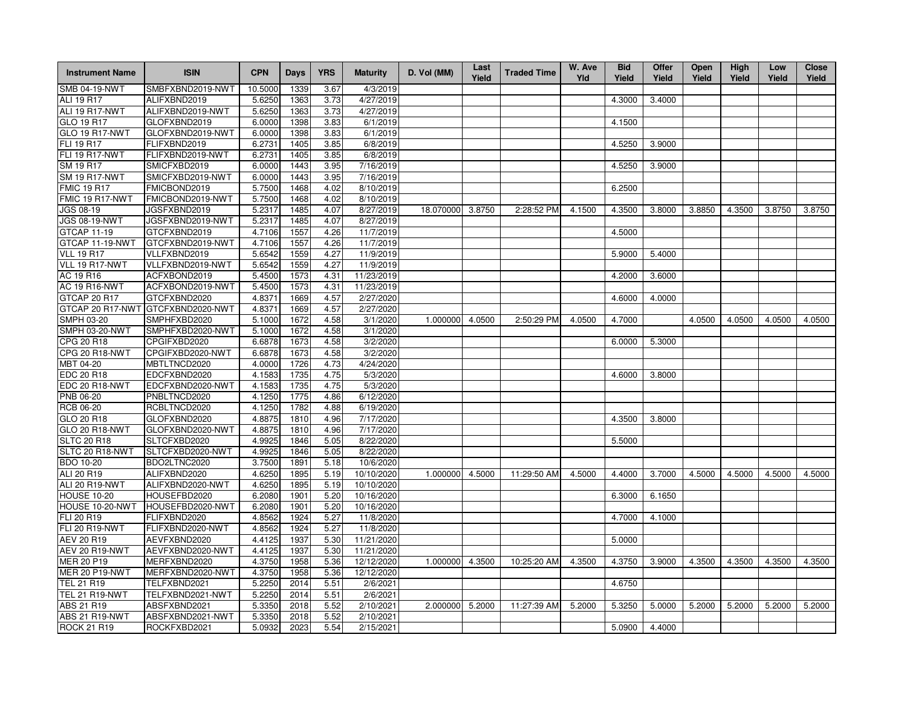| Instrument Name | ISIN | CPN | Days | YRS | Maturity | D. Vol (MM) | Last Yield | Traded Time | W. Ave Yld | Bid Yield | Offer Yield | Open Yield | High Yield | Low Yield | Close Yield |
|---|---|---|---|---|---|---|---|---|---|---|---|---|---|---|---|
| SMB 04-19-NWT | SMBFXBND2019-NWT | 10.5000 | 1339 | 3.67 | 4/3/2019 | | | | | | | | | | |
| ALI 19 R17 | ALIFXBND2019 | 5.6250 | 1363 | 3.73 | 4/27/2019 | | | | | 4.3000 | 3.4000 | | | | |
| ALI 19 R17-NWT | ALIFXBND2019-NWT | 5.6250 | 1363 | 3.73 | 4/27/2019 | | | | | | | | | | |
| GLO 19 R17 | GLOFXBND2019 | 6.0000 | 1398 | 3.83 | 6/1/2019 | | | | | 4.1500 | | | | | |
| GLO 19 R17-NWT | GLOFXBND2019-NWT | 6.0000 | 1398 | 3.83 | 6/1/2019 | | | | | | | | | | |
| FLI 19 R17 | FLIFXBND2019 | 6.2731 | 1405 | 3.85 | 6/8/2019 | | | | | 4.5250 | 3.9000 | | | | |
| FLI 19 R17-NWT | FLIFXBND2019-NWT | 6.2731 | 1405 | 3.85 | 6/8/2019 | | | | | | | | | | |
| SM 19 R17 | SMICFXBD2019 | 6.0000 | 1443 | 3.95 | 7/16/2019 | | | | | 4.5250 | 3.9000 | | | | |
| SM 19 R17-NWT | SMICFXBD2019-NWT | 6.0000 | 1443 | 3.95 | 7/16/2019 | | | | | | | | | | |
| FMIC 19 R17 | FMICBOND2019 | 5.7500 | 1468 | 4.02 | 8/10/2019 | | | | | 6.2500 | | | | | |
| FMIC 19 R17-NWT | FMICBOND2019-NWT | 5.7500 | 1468 | 4.02 | 8/10/2019 | | | | | | | | | | |
| JGS 08-19 | JGSFXBND2019 | 5.2317 | 1485 | 4.07 | 8/27/2019 | 18.070000 | 3.8750 | 2:28:52 PM | 4.1500 | 4.3500 | 3.8000 | 3.8850 | 4.3500 | 3.8750 | 3.8750 |
| JGS 08-19-NWT | JGSFXBND2019-NWT | 5.2317 | 1485 | 4.07 | 8/27/2019 | | | | | | | | | | |
| GTCAP 11-19 | GTCFXBND2019 | 4.7106 | 1557 | 4.26 | 11/7/2019 | | | | | 4.5000 | | | | | |
| GTCAP 11-19-NWT | GTCFXBND2019-NWT | 4.7106 | 1557 | 4.26 | 11/7/2019 | | | | | | | | | | |
| VLL 19 R17 | VLLFXBND2019 | 5.6542 | 1559 | 4.27 | 11/9/2019 | | | | | 5.9000 | 5.4000 | | | | |
| VLL 19 R17-NWT | VLLFXBND2019-NWT | 5.6542 | 1559 | 4.27 | 11/9/2019 | | | | | | | | | | |
| AC 19 R16 | ACFXBOND2019 | 5.4500 | 1573 | 4.31 | 11/23/2019 | | | | | 4.2000 | 3.6000 | | | | |
| AC 19 R16-NWT | ACFXBOND2019-NWT | 5.4500 | 1573 | 4.31 | 11/23/2019 | | | | | | | | | | |
| GTCAP 20 R17 | GTCFXBND2020 | 4.8371 | 1669 | 4.57 | 2/27/2020 | | | | | 4.6000 | 4.0000 | | | | |
| GTCAP 20 R17-NWT | GTCFXBND2020-NWT | 4.8371 | 1669 | 4.57 | 2/27/2020 | | | | | | | | | | |
| SMPH 03-20 | SMPHFXBD2020 | 5.1000 | 1672 | 4.58 | 3/1/2020 | 1.000000 | 4.0500 | 2:50:29 PM | 4.0500 | 4.7000 | | 4.0500 | 4.0500 | 4.0500 | 4.0500 |
| SMPH 03-20-NWT | SMPHFXBD2020-NWT | 5.1000 | 1672 | 4.58 | 3/1/2020 | | | | | | | | | | |
| CPG 20 R18 | CPGIFXBD2020 | 6.6878 | 1673 | 4.58 | 3/2/2020 | | | | | 6.0000 | 5.3000 | | | | |
| CPG 20 R18-NWT | CPGIFXBD2020-NWT | 6.6878 | 1673 | 4.58 | 3/2/2020 | | | | | | | | | | |
| MBT 04-20 | MBTLTNCD2020 | 4.0000 | 1726 | 4.73 | 4/24/2020 | | | | | | | | | | |
| EDC 20 R18 | EDCFXBND2020 | 4.1583 | 1735 | 4.75 | 5/3/2020 | | | | | 4.6000 | 3.8000 | | | | |
| EDC 20 R18-NWT | EDCFXBND2020-NWT | 4.1583 | 1735 | 4.75 | 5/3/2020 | | | | | | | | | | |
| PNB 06-20 | PNBLTNCD2020 | 4.1250 | 1775 | 4.86 | 6/12/2020 | | | | | | | | | | |
| RCB 06-20 | RCBLTNCD2020 | 4.1250 | 1782 | 4.88 | 6/19/2020 | | | | | | | | | | |
| GLO 20 R18 | GLOFXBND2020 | 4.8875 | 1810 | 4.96 | 7/17/2020 | | | | | 4.3500 | 3.8000 | | | | |
| GLO 20 R18-NWT | GLOFXBND2020-NWT | 4.8875 | 1810 | 4.96 | 7/17/2020 | | | | | | | | | | |
| SLTC 20 R18 | SLTCFXBD2020 | 4.9925 | 1846 | 5.05 | 8/22/2020 | | | | | 5.5000 | | | | | |
| SLTC 20 R18-NWT | SLTCFXBD2020-NWT | 4.9925 | 1846 | 5.05 | 8/22/2020 | | | | | | | | | | |
| BDO 10-20 | BDO2LTNC2020 | 3.7500 | 1891 | 5.18 | 10/6/2020 | | | | | | | | | | |
| ALI 20 R19 | ALIFXBND2020 | 4.6250 | 1895 | 5.19 | 10/10/2020 | 1.000000 | 4.5000 | 11:29:50 AM | 4.5000 | 4.4000 | 3.7000 | 4.5000 | 4.5000 | 4.5000 | 4.5000 |
| ALI 20 R19-NWT | ALIFXBND2020-NWT | 4.6250 | 1895 | 5.19 | 10/10/2020 | | | | | | | | | | |
| HOUSE 10-20 | HOUSEFBD2020 | 6.2080 | 1901 | 5.20 | 10/16/2020 | | | | | 6.3000 | 6.1650 | | | | |
| HOUSE 10-20-NWT | HOUSEFBD2020-NWT | 6.2080 | 1901 | 5.20 | 10/16/2020 | | | | | | | | | | |
| FLI 20 R19 | FLIFXBND2020 | 4.8562 | 1924 | 5.27 | 11/8/2020 | | | | | 4.7000 | 4.1000 | | | | |
| FLI 20 R19-NWT | FLIFXBND2020-NWT | 4.8562 | 1924 | 5.27 | 11/8/2020 | | | | | | | | | | |
| AEV 20 R19 | AEVFXBND2020 | 4.4125 | 1937 | 5.30 | 11/21/2020 | | | | | 5.0000 | | | | | |
| AEV 20 R19-NWT | AEVFXBND2020-NWT | 4.4125 | 1937 | 5.30 | 11/21/2020 | | | | | | | | | | |
| MER 20 P19 | MERFXBND2020 | 4.3750 | 1958 | 5.36 | 12/12/2020 | 1.000000 | 4.3500 | 10:25:20 AM | 4.3500 | 4.3750 | 3.9000 | 4.3500 | 4.3500 | 4.3500 | 4.3500 |
| MER 20 P19-NWT | MERFXBND2020-NWT | 4.3750 | 1958 | 5.36 | 12/12/2020 | | | | | | | | | | |
| TEL 21 R19 | TELFXBND2021 | 5.2250 | 2014 | 5.51 | 2/6/2021 | | | | | 4.6750 | | | | | |
| TEL 21 R19-NWT | TELFXBND2021-NWT | 5.2250 | 2014 | 5.51 | 2/6/2021 | | | | | | | | | | |
| ABS 21 R19 | ABSFXBND2021 | 5.3350 | 2018 | 5.52 | 2/10/2021 | 2.000000 | 5.2000 | 11:27:39 AM | 5.2000 | 5.3250 | 5.0000 | 5.2000 | 5.2000 | 5.2000 | 5.2000 |
| ABS 21 R19-NWT | ABSFXBND2021-NWT | 5.3350 | 2018 | 5.52 | 2/10/2021 | | | | | | | | | | |
| ROCK 21 R19 | ROCKFXBD2021 | 5.0932 | 2023 | 5.54 | 2/15/2021 | | | | | 5.0900 | 4.4000 | | | | |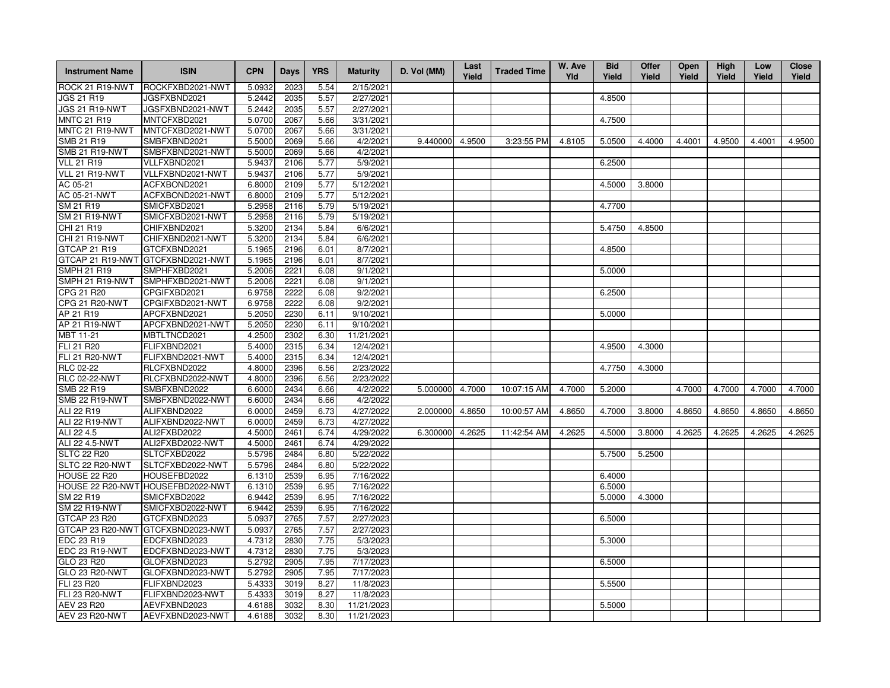| Instrument Name | ISIN | CPN | Days | YRS | Maturity | D. Vol (MM) | Last Yield | Traded Time | W. Ave Yld | Bid Yield | Offer Yield | Open Yield | High Yield | Low Yield | Close Yield |
|---|---|---|---|---|---|---|---|---|---|---|---|---|---|---|---|
| ROCK 21 R19-NWT | ROCKFXBD2021-NWT | 5.0932 | 2023 | 5.54 | 2/15/2021 | | | | | | | | | | |
| JGS 21 R19 | JGSFXBND2021 | 5.2442 | 2035 | 5.57 | 2/27/2021 | | | | | 4.8500 | | | | | |
| JGS 21 R19-NWT | JGSFXBND2021-NWT | 5.2442 | 2035 | 5.57 | 2/27/2021 | | | | | | | | | | |
| MNTC 21 R19 | MNTCFXBD2021 | 5.0700 | 2067 | 5.66 | 3/31/2021 | | | | | 4.7500 | | | | | |
| MNTC 21 R19-NWT | MNTCFXBD2021-NWT | 5.0700 | 2067 | 5.66 | 3/31/2021 | | | | | | | | | | |
| SMB 21 R19 | SMBFXBND2021 | 5.5000 | 2069 | 5.66 | 4/2/2021 | 9.440000 | 4.9500 | 3:23:55 PM | 4.8105 | 5.0500 | 4.4000 | 4.4001 | 4.9500 | 4.4001 | 4.9500 |
| SMB 21 R19-NWT | SMBFXBND2021-NWT | 5.5000 | 2069 | 5.66 | 4/2/2021 | | | | | | | | | | |
| VLL 21 R19 | VLLFXBND2021 | 5.9437 | 2106 | 5.77 | 5/9/2021 | | | | | 6.2500 | | | | | |
| VLL 21 R19-NWT | VLLFXBND2021-NWT | 5.9437 | 2106 | 5.77 | 5/9/2021 | | | | | | | | | | |
| AC 05-21 | ACFXBOND2021 | 6.8000 | 2109 | 5.77 | 5/12/2021 | | | | | 4.5000 | 3.8000 | | | | |
| AC 05-21-NWT | ACFXBOND2021-NWT | 6.8000 | 2109 | 5.77 | 5/12/2021 | | | | | | | | | | |
| SM 21 R19 | SMICFXBD2021 | 5.2958 | 2116 | 5.79 | 5/19/2021 | | | | | 4.7700 | | | | | |
| SM 21 R19-NWT | SMICFXBD2021-NWT | 5.2958 | 2116 | 5.79 | 5/19/2021 | | | | | | | | | | |
| CHI 21 R19 | CHIFXBND2021 | 5.3200 | 2134 | 5.84 | 6/6/2021 | | | | | 5.4750 | 4.8500 | | | | |
| CHI 21 R19-NWT | CHIFXBND2021-NWT | 5.3200 | 2134 | 5.84 | 6/6/2021 | | | | | | | | | | |
| GTCAP 21 R19 | GTCFXBND2021 | 5.1965 | 2196 | 6.01 | 8/7/2021 | | | | | 4.8500 | | | | | |
| GTCAP 21 R19-NWT | GTCFXBND2021-NWT | 5.1965 | 2196 | 6.01 | 8/7/2021 | | | | | | | | | | |
| SMPH 21 R19 | SMPHFXBD2021 | 5.2006 | 2221 | 6.08 | 9/1/2021 | | | | | 5.0000 | | | | | |
| SMPH 21 R19-NWT | SMPHFXBD2021-NWT | 5.2006 | 2221 | 6.08 | 9/1/2021 | | | | | | | | | | |
| CPG 21 R20 | CPGIFXBD2021 | 6.9758 | 2222 | 6.08 | 9/2/2021 | | | | | 6.2500 | | | | | |
| CPG 21 R20-NWT | CPGIFXBD2021-NWT | 6.9758 | 2222 | 6.08 | 9/2/2021 | | | | | | | | | | |
| AP 21 R19 | APCFXBND2021 | 5.2050 | 2230 | 6.11 | 9/10/2021 | | | | | 5.0000 | | | | | |
| AP 21 R19-NWT | APCFXBND2021-NWT | 5.2050 | 2230 | 6.11 | 9/10/2021 | | | | | | | | | | |
| MBT 11-21 | MBTLTNCD2021 | 4.2500 | 2302 | 6.30 | 11/21/2021 | | | | | | | | | | |
| FLI 21 R20 | FLIFXBND2021 | 5.4000 | 2315 | 6.34 | 12/4/2021 | | | | | 4.9500 | 4.3000 | | | | |
| FLI 21 R20-NWT | FLIFXBND2021-NWT | 5.4000 | 2315 | 6.34 | 12/4/2021 | | | | | | | | | | |
| RLC 02-22 | RLCFXBND2022 | 4.8000 | 2396 | 6.56 | 2/23/2022 | | | | | 4.7750 | 4.3000 | | | | |
| RLC 02-22-NWT | RLCFXBND2022-NWT | 4.8000 | 2396 | 6.56 | 2/23/2022 | | | | | | | | | | |
| SMB 22 R19 | SMBFXBND2022 | 6.6000 | 2434 | 6.66 | 4/2/2022 | 5.000000 | 4.7000 | 10:07:15 AM | 4.7000 | 5.2000 | | 4.7000 | 4.7000 | 4.7000 | 4.7000 |
| SMB 22 R19-NWT | SMBFXBND2022-NWT | 6.6000 | 2434 | 6.66 | 4/2/2022 | | | | | | | | | | |
| ALI 22 R19 | ALIFXBND2022 | 6.0000 | 2459 | 6.73 | 4/27/2022 | 2.000000 | 4.8650 | 10:00:57 AM | 4.8650 | 4.7000 | 3.8000 | 4.8650 | 4.8650 | 4.8650 | 4.8650 |
| ALI 22 R19-NWT | ALIFXBND2022-NWT | 6.0000 | 2459 | 6.73 | 4/27/2022 | | | | | | | | | | |
| ALI 22 4.5 | ALI2FXBD2022 | 4.5000 | 2461 | 6.74 | 4/29/2022 | 6.300000 | 4.2625 | 11:42:54 AM | 4.2625 | 4.5000 | 3.8000 | 4.2625 | 4.2625 | 4.2625 | 4.2625 |
| ALI 22 4.5-NWT | ALI2FXBD2022-NWT | 4.5000 | 2461 | 6.74 | 4/29/2022 | | | | | | | | | | |
| SLTC 22 R20 | SLTCFXBD2022 | 5.5796 | 2484 | 6.80 | 5/22/2022 | | | | | 5.7500 | 5.2500 | | | | |
| SLTC 22 R20-NWT | SLTCFXBD2022-NWT | 5.5796 | 2484 | 6.80 | 5/22/2022 | | | | | | | | | | |
| HOUSE 22 R20 | HOUSEFBD2022 | 6.1310 | 2539 | 6.95 | 7/16/2022 | | | | | 6.4000 | | | | | |
| HOUSE 22 R20-NWT | HOUSEFBD2022-NWT | 6.1310 | 2539 | 6.95 | 7/16/2022 | | | | | 6.5000 | | | | | |
| SM 22 R19 | SMICFXBD2022 | 6.9442 | 2539 | 6.95 | 7/16/2022 | | | | | 5.0000 | 4.3000 | | | | |
| SM 22 R19-NWT | SMICFXBD2022-NWT | 6.9442 | 2539 | 6.95 | 7/16/2022 | | | | | | | | | | |
| GTCAP 23 R20 | GTCFXBND2023 | 5.0937 | 2765 | 7.57 | 2/27/2023 | | | | | 6.5000 | | | | | |
| GTCAP 23 R20-NWT | GTCFXBND2023-NWT | 5.0937 | 2765 | 7.57 | 2/27/2023 | | | | | | | | | | |
| EDC 23 R19 | EDCFXBND2023 | 4.7312 | 2830 | 7.75 | 5/3/2023 | | | | | 5.3000 | | | | | |
| EDC 23 R19-NWT | EDCFXBND2023-NWT | 4.7312 | 2830 | 7.75 | 5/3/2023 | | | | | | | | | | |
| GLO 23 R20 | GLOFXBND2023 | 5.2792 | 2905 | 7.95 | 7/17/2023 | | | | | 6.5000 | | | | | |
| GLO 23 R20-NWT | GLOFXBND2023-NWT | 5.2792 | 2905 | 7.95 | 7/17/2023 | | | | | | | | | | |
| FLI 23 R20 | FLIFXBND2023 | 5.4333 | 3019 | 8.27 | 11/8/2023 | | | | | 5.5500 | | | | | |
| FLI 23 R20-NWT | FLIFXBND2023-NWT | 5.4333 | 3019 | 8.27 | 11/8/2023 | | | | | | | | | | |
| AEV 23 R20 | AEVFXBND2023 | 4.6188 | 3032 | 8.30 | 11/21/2023 | | | | | 5.5000 | | | | | |
| AEV 23 R20-NWT | AEVFXBND2023-NWT | 4.6188 | 3032 | 8.30 | 11/21/2023 | | | | | | | | | | |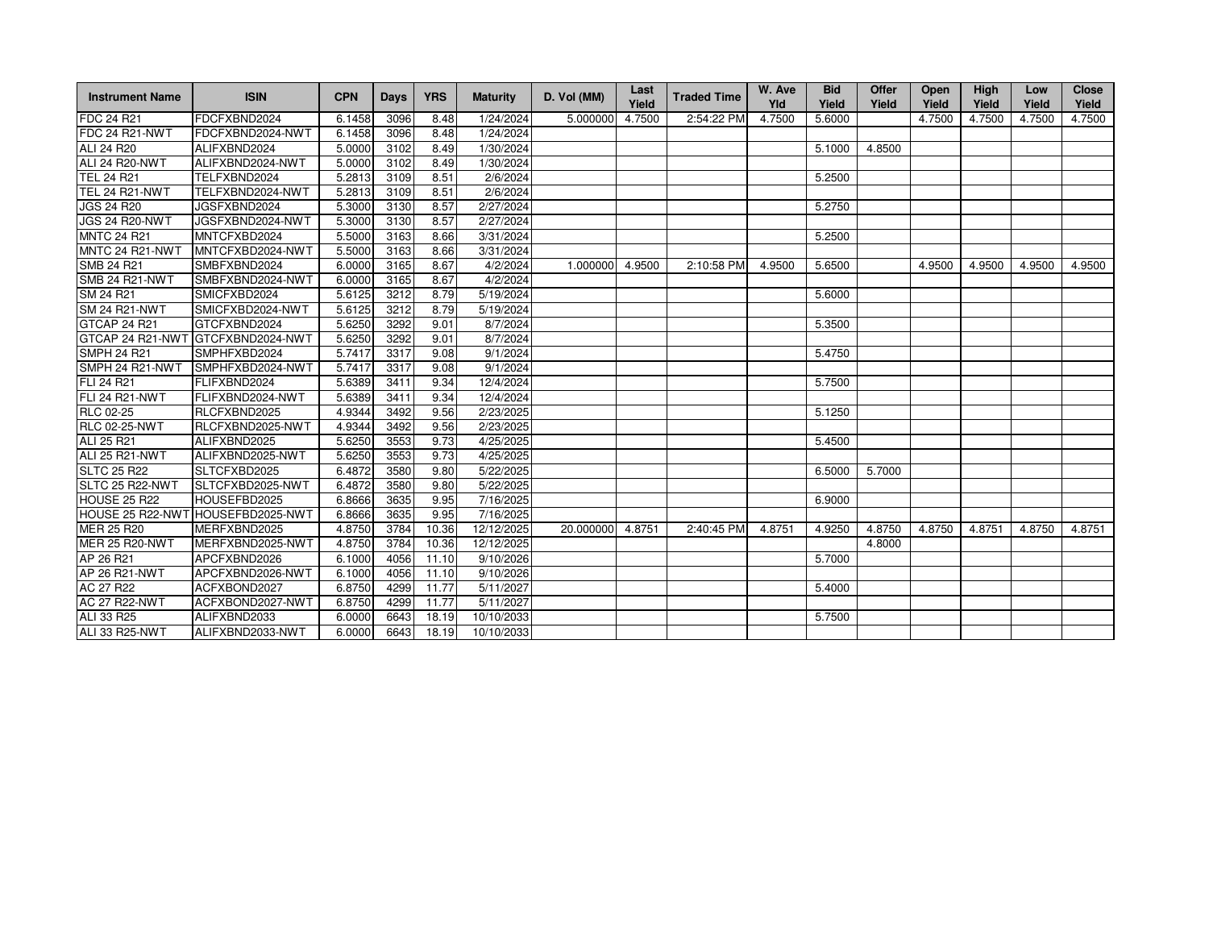| Instrument Name | ISIN | CPN | Days | YRS | Maturity | D. Vol (MM) | Last Yield | Traded Time | W. Ave Yld | Bid Yield | Offer Yield | Open Yield | High Yield | Low Yield | Close Yield |
|---|---|---|---|---|---|---|---|---|---|---|---|---|---|---|---|
| FDC 24 R21 | FDCFXBND2024 | 6.1458 | 3096 | 8.48 | 1/24/2024 | 5.000000 | 4.7500 | 2:54:22 PM | 4.7500 | 5.6000 | | 4.7500 | 4.7500 | 4.7500 | 4.7500 |
| FDC 24 R21-NWT | FDCFXBND2024-NWT | 6.1458 | 3096 | 8.48 | 1/24/2024 | | | | | | | | | | |
| ALI 24 R20 | ALIFXBND2024 | 5.0000 | 3102 | 8.49 | 1/30/2024 | | | | | 5.1000 | 4.8500 | | | | |
| ALI 24 R20-NWT | ALIFXBND2024-NWT | 5.0000 | 3102 | 8.49 | 1/30/2024 | | | | | | | | | | |
| TEL 24 R21 | TELFXBND2024 | 5.2813 | 3109 | 8.51 | 2/6/2024 | | | | | 5.2500 | | | | | |
| TEL 24 R21-NWT | TELFXBND2024-NWT | 5.2813 | 3109 | 8.51 | 2/6/2024 | | | | | | | | | | |
| JGS 24 R20 | JGSFXBND2024 | 5.3000 | 3130 | 8.57 | 2/27/2024 | | | | | 5.2750 | | | | | |
| JGS 24 R20-NWT | JGSFXBND2024-NWT | 5.3000 | 3130 | 8.57 | 2/27/2024 | | | | | | | | | | |
| MNTC 24 R21 | MNTCFXBD2024 | 5.5000 | 3163 | 8.66 | 3/31/2024 | | | | | 5.2500 | | | | | |
| MNTC 24 R21-NWT | MNTCFXBD2024-NWT | 5.5000 | 3163 | 8.66 | 3/31/2024 | | | | | | | | | | |
| SMB 24 R21 | SMBFXBND2024 | 6.0000 | 3165 | 8.67 | 4/2/2024 | 1.000000 | 4.9500 | 2:10:58 PM | 4.9500 | 5.6500 | | 4.9500 | 4.9500 | 4.9500 | 4.9500 |
| SMB 24 R21-NWT | SMBFXBND2024-NWT | 6.0000 | 3165 | 8.67 | 4/2/2024 | | | | | | | | | | |
| SM 24 R21 | SMICFXBD2024 | 5.6125 | 3212 | 8.79 | 5/19/2024 | | | | | 5.6000 | | | | | |
| SM 24 R21-NWT | SMICFXBD2024-NWT | 5.6125 | 3212 | 8.79 | 5/19/2024 | | | | | | | | | | |
| GTCAP 24 R21 | GTCFXBND2024 | 5.6250 | 3292 | 9.01 | 8/7/2024 | | | | | 5.3500 | | | | | |
| GTCAP 24 R21-NWT | GTCFXBND2024-NWT | 5.6250 | 3292 | 9.01 | 8/7/2024 | | | | | | | | | | |
| SMPH 24 R21 | SMPHFXBD2024 | 5.7417 | 3317 | 9.08 | 9/1/2024 | | | | | 5.4750 | | | | | |
| SMPH 24 R21-NWT | SMPHFXBD2024-NWT | 5.7417 | 3317 | 9.08 | 9/1/2024 | | | | | | | | | | |
| FLI 24 R21 | FLIFXBND2024 | 5.6389 | 3411 | 9.34 | 12/4/2024 | | | | | 5.7500 | | | | | |
| FLI 24 R21-NWT | FLIFXBND2024-NWT | 5.6389 | 3411 | 9.34 | 12/4/2024 | | | | | | | | | | |
| RLC 02-25 | RLCFXBND2025 | 4.9344 | 3492 | 9.56 | 2/23/2025 | | | | | 5.1250 | | | | | |
| RLC 02-25-NWT | RLCFXBND2025-NWT | 4.9344 | 3492 | 9.56 | 2/23/2025 | | | | | | | | | | |
| ALI 25 R21 | ALIFXBND2025 | 5.6250 | 3553 | 9.73 | 4/25/2025 | | | | | 5.4500 | | | | | |
| ALI 25 R21-NWT | ALIFXBND2025-NWT | 5.6250 | 3553 | 9.73 | 4/25/2025 | | | | | | | | | | |
| SLTC 25 R22 | SLTCFXBD2025 | 6.4872 | 3580 | 9.80 | 5/22/2025 | | | | | 6.5000 | 5.7000 | | | | |
| SLTC 25 R22-NWT | SLTCFXBD2025-NWT | 6.4872 | 3580 | 9.80 | 5/22/2025 | | | | | | | | | | |
| HOUSE 25 R22 | HOUSEFBD2025 | 6.8666 | 3635 | 9.95 | 7/16/2025 | | | | | 6.9000 | | | | | |
| HOUSE 25 R22-NWT | HOUSEFBD2025-NWT | 6.8666 | 3635 | 9.95 | 7/16/2025 | | | | | | | | | | |
| MER 25 R20 | MERFXBND2025 | 4.8750 | 3784 | 10.36 | 12/12/2025 | 20.000000 | 4.8751 | 2:40:45 PM | 4.8751 | 4.9250 | 4.8750 | 4.8750 | 4.8751 | 4.8750 | 4.8751 |
| MER 25 R20-NWT | MERFXBND2025-NWT | 4.8750 | 3784 | 10.36 | 12/12/2025 | | | | | | 4.8000 | | | | |
| AP 26 R21 | APCFXBND2026 | 6.1000 | 4056 | 11.10 | 9/10/2026 | | | | | 5.7000 | | | | | |
| AP 26 R21-NWT | APCFXBND2026-NWT | 6.1000 | 4056 | 11.10 | 9/10/2026 | | | | | | | | | | |
| AC 27 R22 | ACFXBOND2027 | 6.8750 | 4299 | 11.77 | 5/11/2027 | | | | | 5.4000 | | | | | |
| AC 27 R22-NWT | ACFXBOND2027-NWT | 6.8750 | 4299 | 11.77 | 5/11/2027 | | | | | | | | | | |
| ALI 33 R25 | ALIFXBND2033 | 6.0000 | 6643 | 18.19 | 10/10/2033 | | | | | 5.7500 | | | | | |
| ALI 33 R25-NWT | ALIFXBND2033-NWT | 6.0000 | 6643 | 18.19 | 10/10/2033 | | | | | | | | | | |